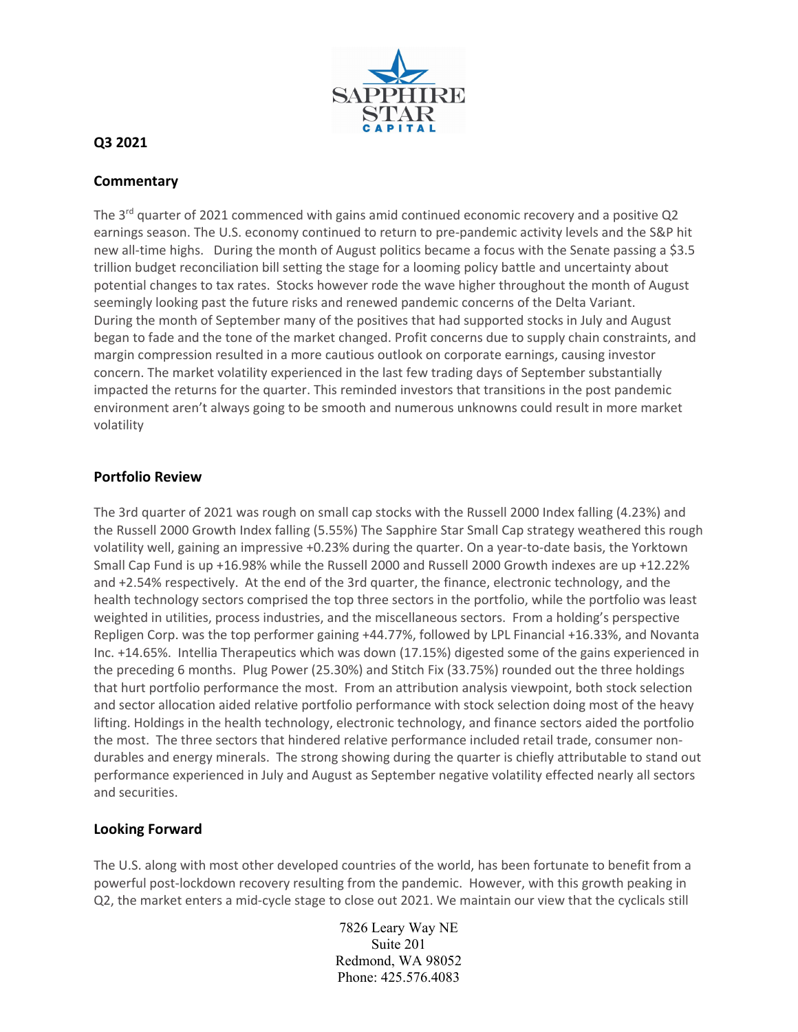SAPPHIRE STAR CAPITAL

**Q3 2021**

## Commentary

The 3rd quarter of 2021 commenced with gains amid continued economic recovery and a positive Q2 earnings season. The U.S. economy continued to return to pre-pandemic activity levels and the S&P hit new all-time highs. During the month of August politics became a focus with the Senate passing a $3.5 trillion budget reconciliation bill setting the stage for a looming policy battle and uncertainty about potential changes to tax rates. Stocks however rode the wave higher throughout the month of August seemingly looking past the future risks and renewed pandemic concerns of the Delta Variant. During the month of September many of the positives that had supported stocks in July and August began to fade and the tone of the market changed. Profit concerns due to supply chain constraints, and margin compression resulted in a more cautious outlook on corporate earnings, causing investor concern. The market volatility experienced in the last few trading days of September substantially impacted the returns for the quarter. This reminded investors that transitions in the post pandemic environment aren't always going to be smooth and numerous unknowns could result in more market volatility

## Portfolio Review

The 3rd quarter of 2021 was rough on small cap stocks with the Russell 2000 Index falling (4.23%) and the Russell 2000 Growth Index falling (5.55%) The Sapphire Star Small Cap strategy weathered this rough volatility well, gaining an impressive +0.23% during the quarter. On a year-to-date basis, the Yorktown Small Cap Fund is up +16.98% while the Russell 2000 and Russell 2000 Growth indexes are up +12.22% and +2.54% respectively. At the end of the 3rd quarter, the finance, electronic technology, and the health technology sectors comprised the top three sectors in the portfolio, while the portfolio was least weighted in utilities, process industries, and the miscellaneous sectors. From a holding's perspective Repligen Corp. was the top performer gaining +44.77%, followed by LPL Financial +16.33%, and Novanta Inc. +14.65%. Intellia Therapeutics which was down (17.15%) digested some of the gains experienced in the preceding 6 months. Plug Power (25.30%) and Stitch Fix (33.75%) rounded out the three holdings that hurt portfolio performance the most. From an attribution analysis viewpoint, both stock selection and sector allocation aided relative portfolio performance with stock selection doing most of the heavy lifting. Holdings in the health technology, electronic technology, and finance sectors aided the portfolio the most. The three sectors that hindered relative performance included retail trade, consumer non-durables and energy minerals. The strong showing during the quarter is chiefly attributable to stand out performance experienced in July and August as September negative volatility effected nearly all sectors and securities.

## Looking Forward

The U.S. along with most other developed countries of the world, has been fortunate to benefit from a powerful post-lockdown recovery resulting from the pandemic. However, with this growth peaking in Q2, the market enters a mid-cycle stage to close out 2021. We maintain our view that the cyclicals still

7826 Leary Way NE
Suite 201
Redmond, WA 98052
Phone: 425.576.4083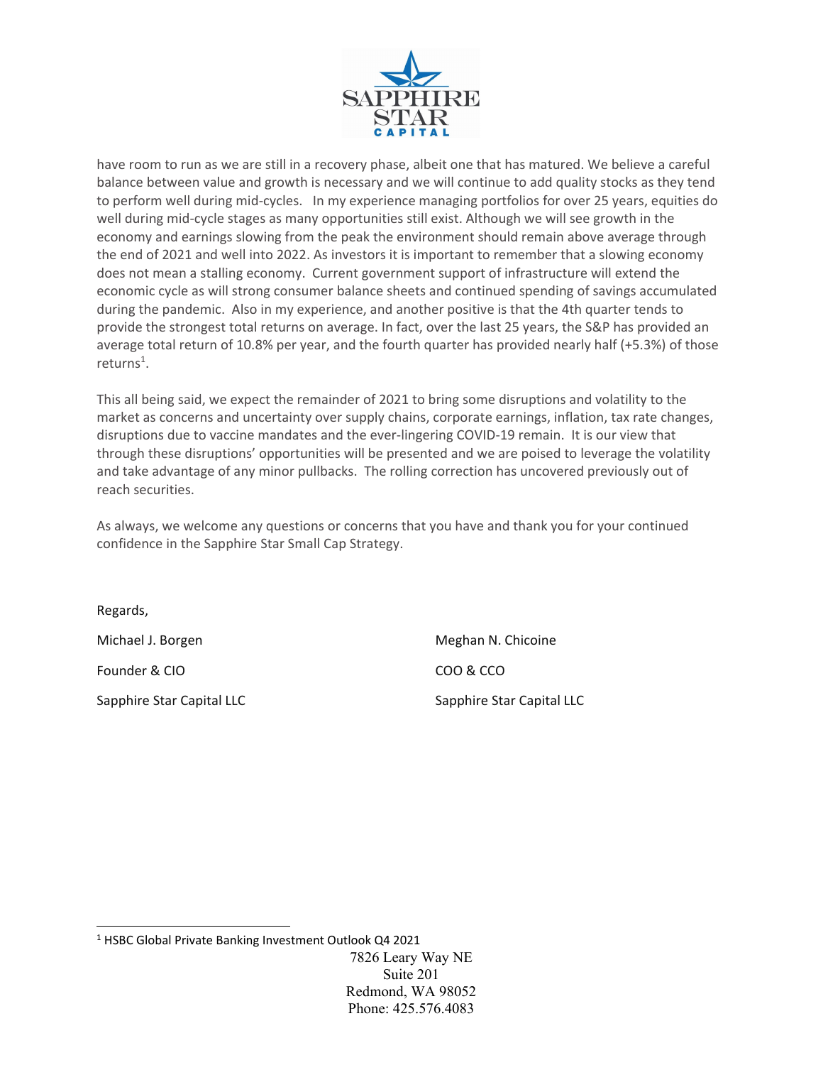have room to run as we are still in a recovery phase, albeit one that has matured. We believe a careful balance between value and growth is necessary and we will continue to add quality stocks as they tend to perform well during mid-cycles. In my experience managing portfolios for over 25 years, equities do well during mid-cycle stages as many opportunities still exist. Although we will see growth in the economy and earnings slowing from the peak the environment should remain above average through the end of 2021 and well into 2022. As investors it is important to remember that a slowing economy does not mean a stalling economy. Current government support of infrastructure will extend the economic cycle as will strong consumer balance sheets and continued spending of savings accumulated during the pandemic. Also in my experience, and another positive is that the 4th quarter tends to provide the strongest total returns on average. In fact, over the last 25 years, the S&P has provided an average total return of 10.8% per year, and the fourth quarter has provided nearly half (+5.3%) of those returns[1].

This all being said, we expect the remainder of 2021 to bring some disruptions and volatility to the market as concerns and uncertainty over supply chains, corporate earnings, inflation, tax rate changes, disruptions due to vaccine mandates and the ever-lingering COVID-19 remain. It is our view that through these disruptions' opportunities will be presented and we are poised to leverage the volatility and take advantage of any minor pullbacks. The rolling correction has uncovered previously out of reach securities.

As always, we welcome any questions or concerns that you have and thank you for your continued confidence in the Sapphire Star Small Cap Strategy.

Regards,

Michael J. Borgen
Founder & CIO
Sapphire Star Capital LLC

Meghan N. Chicoine
COO & CCO
Sapphire Star Capital LLC

---

[1] HSBC Global Private Banking Investment Outlook Q4 2021

7826 Leary Way NE
Suite 201
Redmond, WA 98052
Phone: 425.576.4083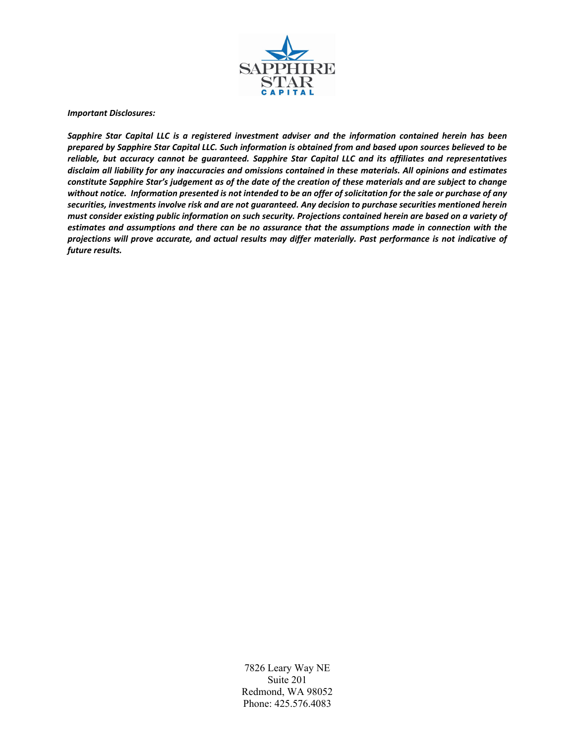SAPPHIRE STAR CAPITAL

***Important Disclosures:***

***Sapphire Star Capital LLC is a registered investment adviser and the information contained herein has been prepared by Sapphire Star Capital LLC. Such information is obtained from and based upon sources believed to be reliable, but accuracy cannot be guaranteed. Sapphire Star Capital LLC and its affiliates and representatives disclaim all liability for any inaccuracies and omissions contained in these materials. All opinions and estimates constitute Sapphire Star's judgement as of the date of the creation of these materials and are subject to change without notice. Information presented is not intended to be an offer of solicitation for the sale or purchase of any securities, investments involve risk and are not guaranteed. Any decision to purchase securities mentioned herein must consider existing public information on such security. Projections contained herein are based on a variety of estimates and assumptions and there can be no assurance that the assumptions made in connection with the projections will prove accurate, and actual results may differ materially. Past performance is not indicative of future results.***

7826 Leary Way NE
Suite 201
Redmond, WA 98052
Phone: 425.576.4083